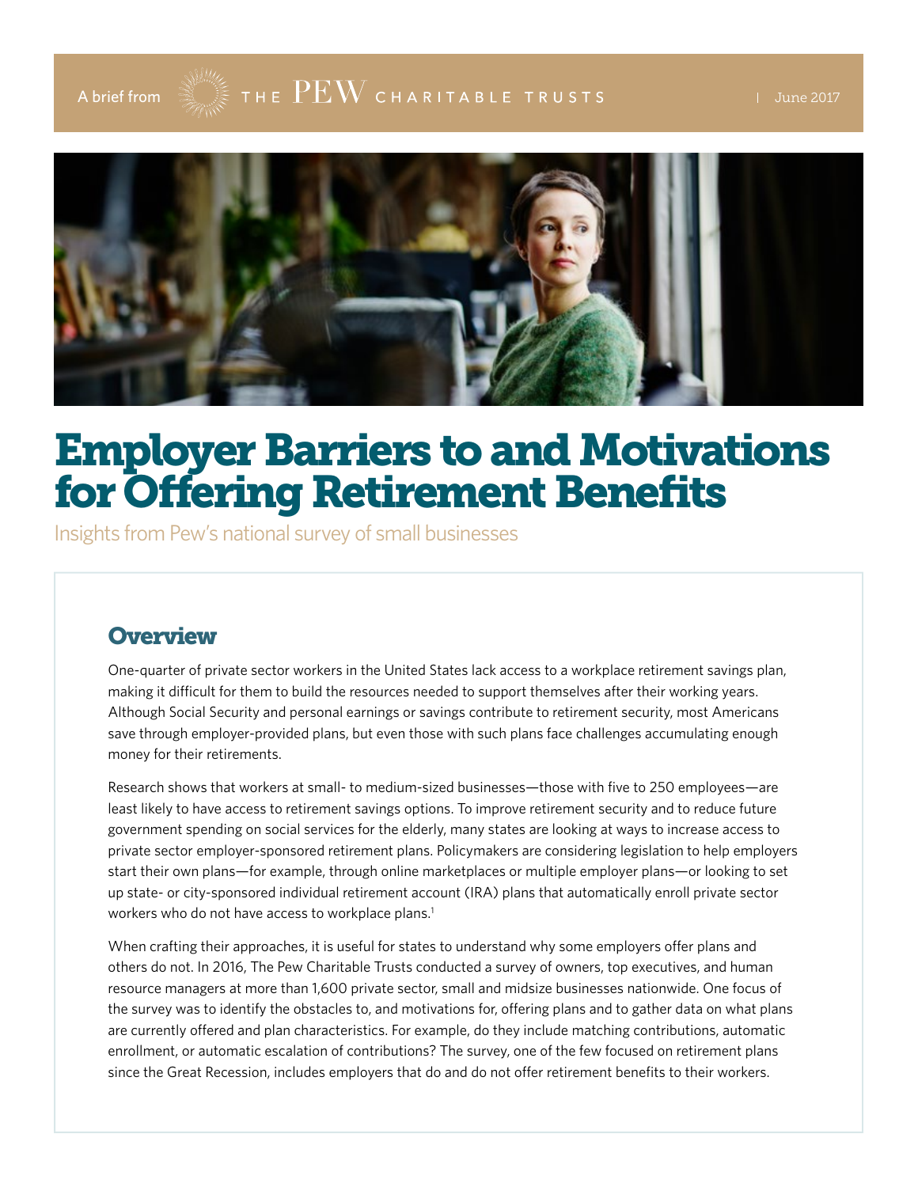A brief from THE PEW CHARITABLE TRUSTS | June 2017

# Employer Barriers to and Motivations for Offering Retirement Benefits

Insights from Pew's national survey of small businesses

## Overview

One-quarter of private sector workers in the United States lack access to a workplace retirement savings plan, making it difficult for them to build the resources needed to support themselves after their working years. Although Social Security and personal earnings or savings contribute to retirement security, most Americans save through employer-provided plans, but even those with such plans face challenges accumulating enough money for their retirements.

Research shows that workers at small- to medium-sized businesses—those with five to 250 employees—are least likely to have access to retirement savings options. To improve retirement security and to reduce future government spending on social services for the elderly, many states are looking at ways to increase access to private sector employer-sponsored retirement plans. Policymakers are considering legislation to help employers start their own plans—for example, through online marketplaces or multiple employer plans—or looking to set up state- or city-sponsored individual retirement account (IRA) plans that automatically enroll private sector workers who do not have access to workplace plans.[1]

When crafting their approaches, it is useful for states to understand why some employers offer plans and others do not. In 2016, The Pew Charitable Trusts conducted a survey of owners, top executives, and human resource managers at more than 1,600 private sector, small and midsize businesses nationwide. One focus of the survey was to identify the obstacles to, and motivations for, offering plans and to gather data on what plans are currently offered and plan characteristics. For example, do they include matching contributions, automatic enrollment, or automatic escalation of contributions? The survey, one of the few focused on retirement plans since the Great Recession, includes employers that do and do not offer retirement benefits to their workers.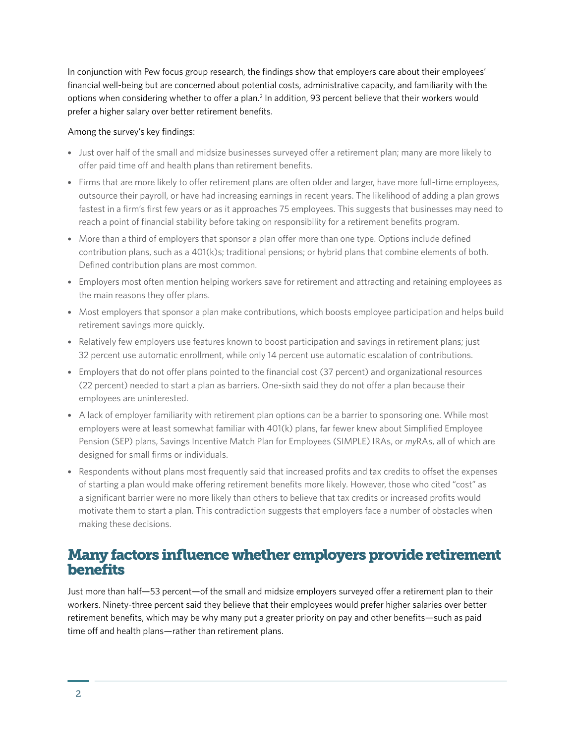In conjunction with Pew focus group research, the findings show that employers care about their employees' financial well-being but are concerned about potential costs, administrative capacity, and familiarity with the options when considering whether to offer a plan.[2] In addition, 93 percent believe that their workers would prefer a higher salary over better retirement benefits.

Among the survey's key findings:

- Just over half of the small and midsize businesses surveyed offer a retirement plan; many are more likely to offer paid time off and health plans than retirement benefits.
- Firms that are more likely to offer retirement plans are often older and larger, have more full-time employees, outsource their payroll, or have had increasing earnings in recent years. The likelihood of adding a plan grows fastest in a firm's first few years or as it approaches 75 employees. This suggests that businesses may need to reach a point of financial stability before taking on responsibility for a retirement benefits program.
- More than a third of employers that sponsor a plan offer more than one type. Options include defined contribution plans, such as a 401(k)s; traditional pensions; or hybrid plans that combine elements of both. Defined contribution plans are most common.
- Employers most often mention helping workers save for retirement and attracting and retaining employees as the main reasons they offer plans.
- Most employers that sponsor a plan make contributions, which boosts employee participation and helps build retirement savings more quickly.
- Relatively few employers use features known to boost participation and savings in retirement plans; just 32 percent use automatic enrollment, while only 14 percent use automatic escalation of contributions.
- Employers that do not offer plans pointed to the financial cost (37 percent) and organizational resources (22 percent) needed to start a plan as barriers. One-sixth said they do not offer a plan because their employees are uninterested.
- A lack of employer familiarity with retirement plan options can be a barrier to sponsoring one. While most employers were at least somewhat familiar with 401(k) plans, far fewer knew about Simplified Employee Pension (SEP) plans, Savings Incentive Match Plan for Employees (SIMPLE) IRAs, or *my*RAs, all of which are designed for small firms or individuals.
- Respondents without plans most frequently said that increased profits and tax credits to offset the expenses of starting a plan would make offering retirement benefits more likely. However, those who cited "cost" as a significant barrier were no more likely than others to believe that tax credits or increased profits would motivate them to start a plan. This contradiction suggests that employers face a number of obstacles when making these decisions.

## Many factors influence whether employers provide retirement benefits

Just more than half—53 percent—of the small and midsize employers surveyed offer a retirement plan to their workers. Ninety-three percent said they believe that their employees would prefer higher salaries over better retirement benefits, which may be why many put a greater priority on pay and other benefits—such as paid time off and health plans—rather than retirement plans.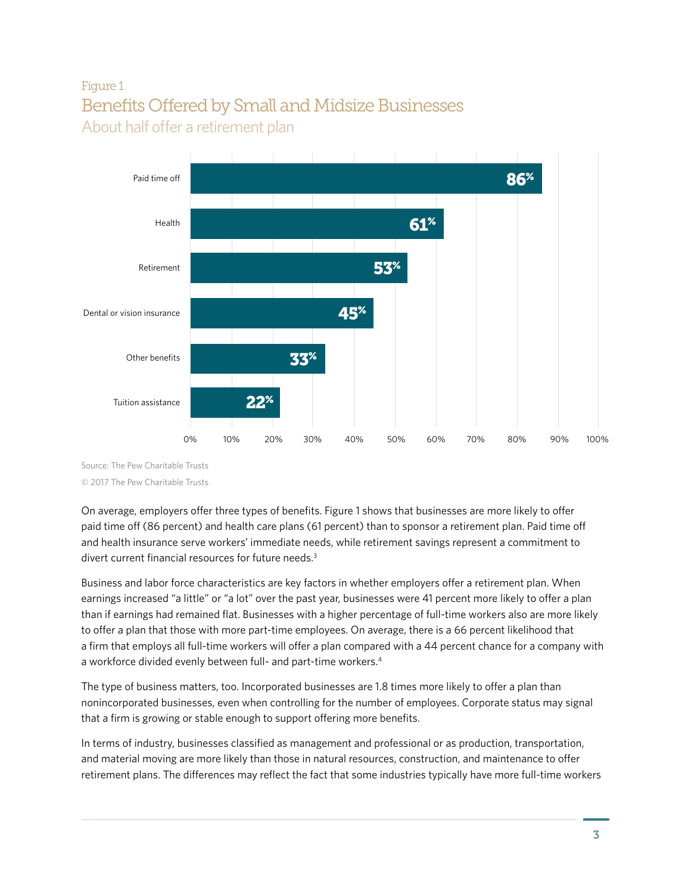Figure 1

## Benefits Offered by Small and Midsize Businesses

About half offer a retirement plan

| Benefit | Percent |
|---|---|
| Paid time off | 86% |
| Health | 61% |
| Retirement | 53% |
| Dental or vision insurance | 45% |
| Other benefits | 33% |
| Tuition assistance | 22% |

Source: The Pew Charitable Trusts

© 2017 The Pew Charitable Trusts

On average, employers offer three types of benefits. Figure 1 shows that businesses are more likely to offer paid time off (86 percent) and health care plans (61 percent) than to sponsor a retirement plan. Paid time off and health insurance serve workers' immediate needs, while retirement savings represent a commitment to divert current financial resources for future needs.[3]

Business and labor force characteristics are key factors in whether employers offer a retirement plan. When earnings increased "a little" or "a lot" over the past year, businesses were 41 percent more likely to offer a plan than if earnings had remained flat. Businesses with a higher percentage of full-time workers also are more likely to offer a plan that those with more part-time employees. On average, there is a 66 percent likelihood that a firm that employs all full-time workers will offer a plan compared with a 44 percent chance for a company with a workforce divided evenly between full- and part-time workers.[4]

The type of business matters, too. Incorporated businesses are 1.8 times more likely to offer a plan than nonincorporated businesses, even when controlling for the number of employees. Corporate status may signal that a firm is growing or stable enough to support offering more benefits.

In terms of industry, businesses classified as management and professional or as production, transportation, and material moving are more likely than those in natural resources, construction, and maintenance to offer retirement plans. The differences may reflect the fact that some industries typically have more full-time workers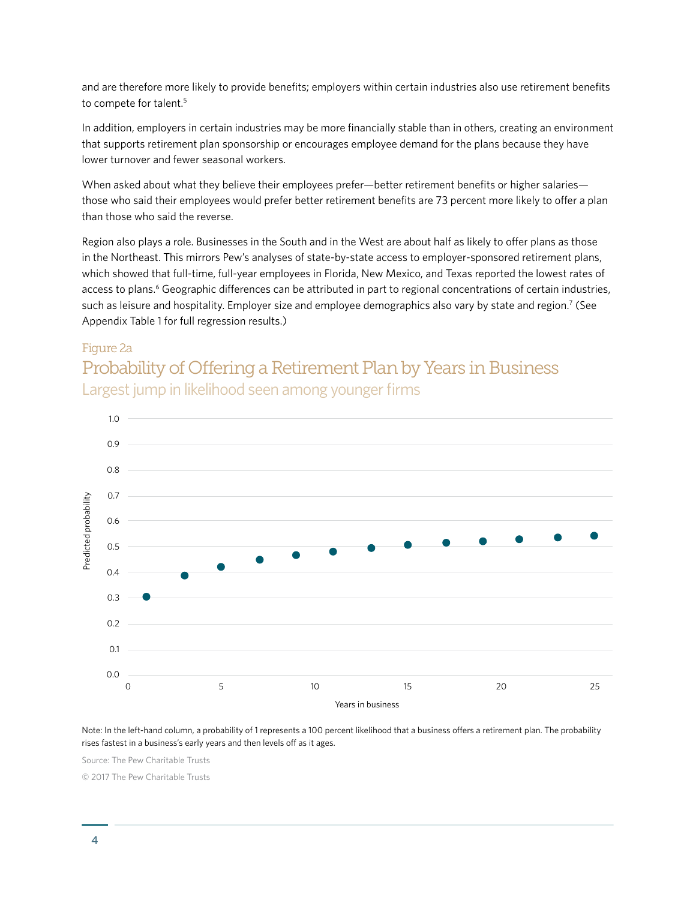and are therefore more likely to provide benefits; employers within certain industries also use retirement benefits to compete for talent.[5]

In addition, employers in certain industries may be more financially stable than in others, creating an environment that supports retirement plan sponsorship or encourages employee demand for the plans because they have lower turnover and fewer seasonal workers.

When asked about what they believe their employees prefer—better retirement benefits or higher salaries—those who said their employees would prefer better retirement benefits are 73 percent more likely to offer a plan than those who said the reverse.

Region also plays a role. Businesses in the South and in the West are about half as likely to offer plans as those in the Northeast. This mirrors Pew's analyses of state-by-state access to employer-sponsored retirement plans, which showed that full-time, full-year employees in Florida, New Mexico, and Texas reported the lowest rates of access to plans.[6] Geographic differences can be attributed in part to regional concentrations of certain industries, such as leisure and hospitality. Employer size and employee demographics also vary by state and region.[7] (See Appendix Table 1 for full regression results.)

Figure 2a

## Probability of Offering a Retirement Plan by Years in Business

### Largest jump in likelihood seen among younger firms

Note: In the left-hand column, a probability of 1 represents a 100 percent likelihood that a business offers a retirement plan. The probability rises fastest in a business's early years and then levels off as it ages.

Source: The Pew Charitable Trusts

© 2017 The Pew Charitable Trusts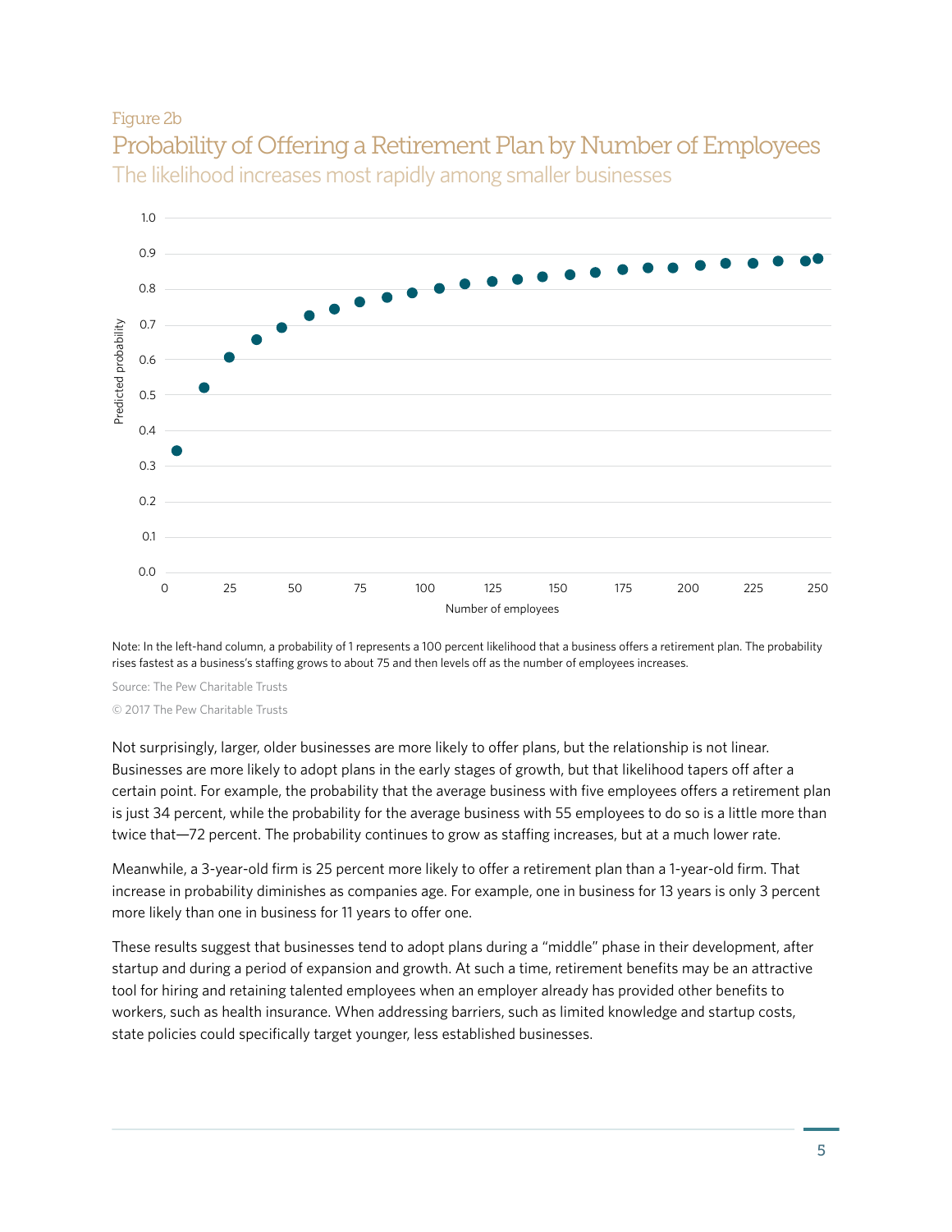Figure 2b

## Probability of Offering a Retirement Plan by Number of Employees

The likelihood increases most rapidly among smaller businesses

Note: In the left-hand column, a probability of 1 represents a 100 percent likelihood that a business offers a retirement plan. The probability rises fastest as a business's staffing grows to about 75 and then levels off as the number of employees increases.

Source: The Pew Charitable Trusts

© 2017 The Pew Charitable Trusts

Not surprisingly, larger, older businesses are more likely to offer plans, but the relationship is not linear. Businesses are more likely to adopt plans in the early stages of growth, but that likelihood tapers off after a certain point. For example, the probability that the average business with five employees offers a retirement plan is just 34 percent, while the probability for the average business with 55 employees to do so is a little more than twice that—72 percent. The probability continues to grow as staffing increases, but at a much lower rate.

Meanwhile, a 3-year-old firm is 25 percent more likely to offer a retirement plan than a 1-year-old firm. That increase in probability diminishes as companies age. For example, one in business for 13 years is only 3 percent more likely than one in business for 11 years to offer one.

These results suggest that businesses tend to adopt plans during a "middle" phase in their development, after startup and during a period of expansion and growth. At such a time, retirement benefits may be an attractive tool for hiring and retaining talented employees when an employer already has provided other benefits to workers, such as health insurance. When addressing barriers, such as limited knowledge and startup costs, state policies could specifically target younger, less established businesses.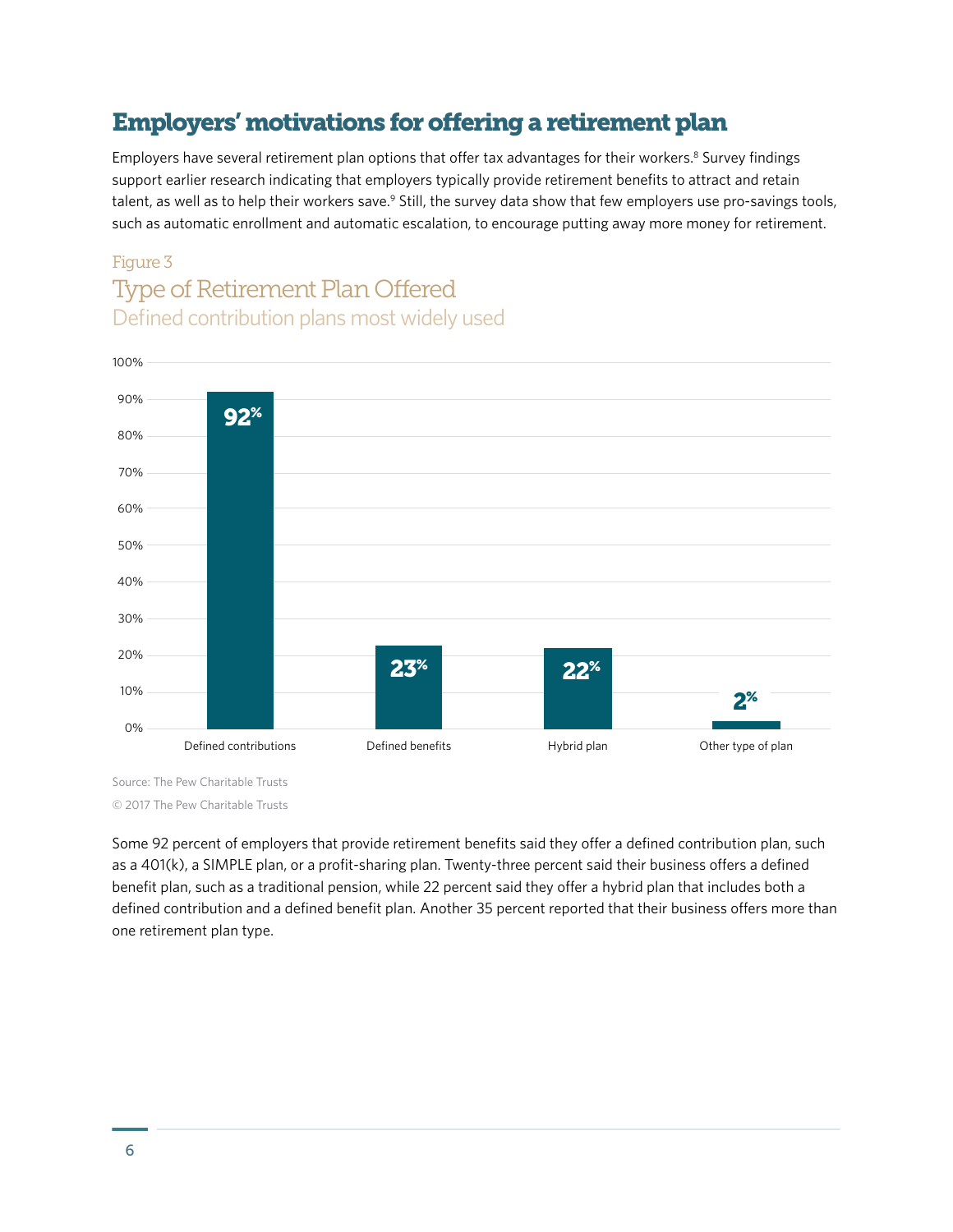## Employers' motivations for offering a retirement plan

Employers have several retirement plan options that offer tax advantages for their workers.[8] Survey findings support earlier research indicating that employers typically provide retirement benefits to attract and retain talent, as well as to help their workers save.[9] Still, the survey data show that few employers use pro-savings tools, such as automatic enrollment and automatic escalation, to encourage putting away more money for retirement.

Figure 3

### Type of Retirement Plan Offered

Defined contribution plans most widely used

| Plan type | Percent |
|---|---|
| Defined contributions | 92% |
| Defined benefits | 23% |
| Hybrid plan | 22% |
| Other type of plan | 2% |

Source: The Pew Charitable Trusts

© 2017 The Pew Charitable Trusts

Some 92 percent of employers that provide retirement benefits said they offer a defined contribution plan, such as a 401(k), a SIMPLE plan, or a profit-sharing plan. Twenty-three percent said their business offers a defined benefit plan, such as a traditional pension, while 22 percent said they offer a hybrid plan that includes both a defined contribution and a defined benefit plan. Another 35 percent reported that their business offers more than one retirement plan type.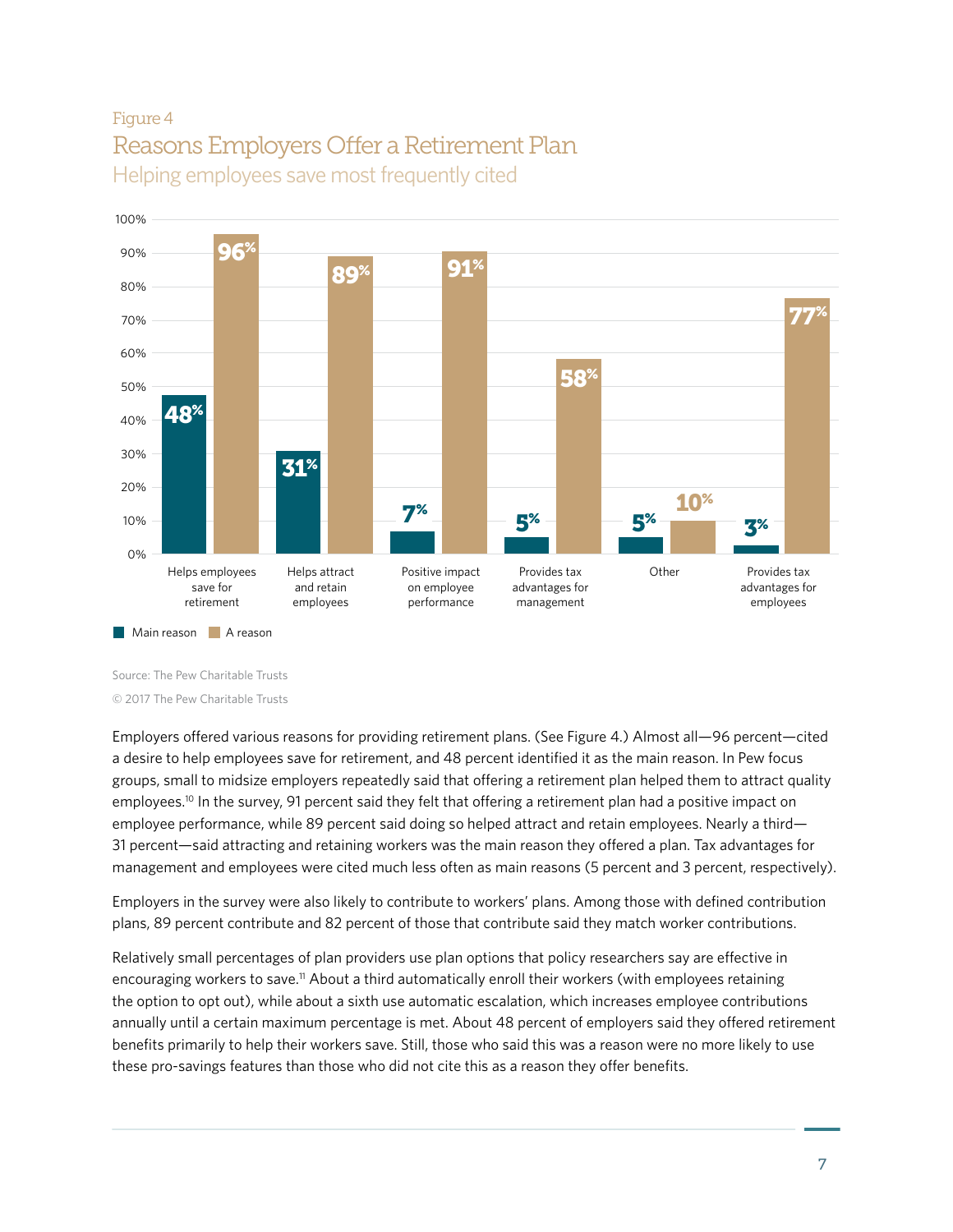Figure 4

## Reasons Employers Offer a Retirement Plan

Helping employees save most frequently cited

| | Main reason | A reason |
|---|---|---|
| Helps employees save for retirement | 48% | 96% |
| Helps attract and retain employees | 31% | 89% |
| Positive impact on employee performance | 7% | 91% |
| Provides tax advantages for management | 5% | 58% |
| Other | 5% | 10% |
| Provides tax advantages for employees | 3% | 77% |

Source: The Pew Charitable Trusts

© 2017 The Pew Charitable Trusts

Employers offered various reasons for providing retirement plans. (See Figure 4.) Almost all—96 percent—cited a desire to help employees save for retirement, and 48 percent identified it as the main reason. In Pew focus groups, small to midsize employers repeatedly said that offering a retirement plan helped them to attract quality employees.[10] In the survey, 91 percent said they felt that offering a retirement plan had a positive impact on employee performance, while 89 percent said doing so helped attract and retain employees. Nearly a third—31 percent—said attracting and retaining workers was the main reason they offered a plan. Tax advantages for management and employees were cited much less often as main reasons (5 percent and 3 percent, respectively).

Employers in the survey were also likely to contribute to workers' plans. Among those with defined contribution plans, 89 percent contribute and 82 percent of those that contribute said they match worker contributions.

Relatively small percentages of plan providers use plan options that policy researchers say are effective in encouraging workers to save.[11] About a third automatically enroll their workers (with employees retaining the option to opt out), while about a sixth use automatic escalation, which increases employee contributions annually until a certain maximum percentage is met. About 48 percent of employers said they offered retirement benefits primarily to help their workers save. Still, those who said this was a reason were no more likely to use these pro-savings features than those who did not cite this as a reason they offer benefits.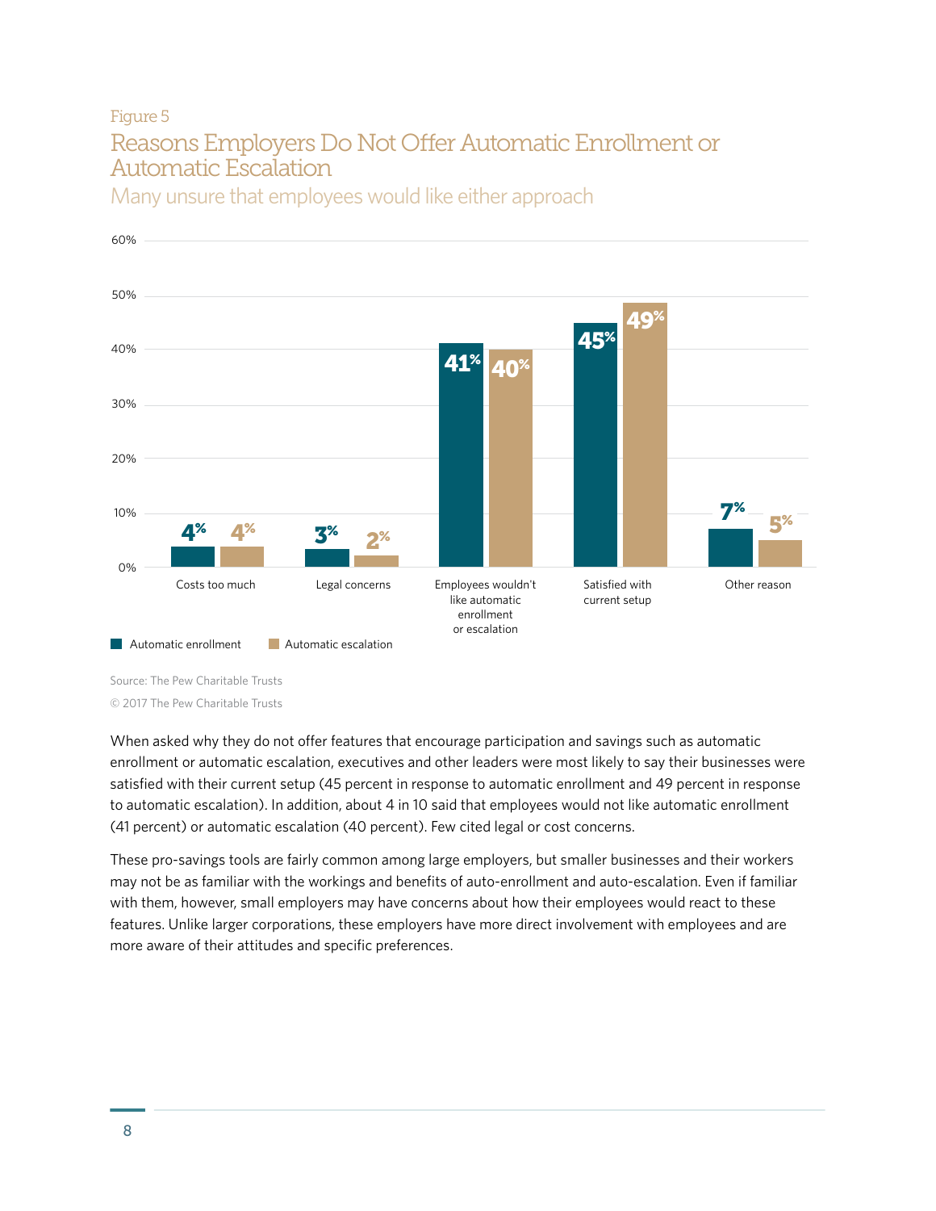Figure 5

## Reasons Employers Do Not Offer Automatic Enrollment or Automatic Escalation

Many unsure that employees would like either approach

| Reason | Automatic enrollment | Automatic escalation |
|---|---|---|
| Costs too much | 4% | 4% |
| Legal concerns | 3% | 2% |
| Employees wouldn't like automatic enrollment or escalation | 41% | 40% |
| Satisfied with current setup | 45% | 49% |
| Other reason | 7% | 5% |

Source: The Pew Charitable Trusts

© 2017 The Pew Charitable Trusts

When asked why they do not offer features that encourage participation and savings such as automatic enrollment or automatic escalation, executives and other leaders were most likely to say their businesses were satisfied with their current setup (45 percent in response to automatic enrollment and 49 percent in response to automatic escalation). In addition, about 4 in 10 said that employees would not like automatic enrollment (41 percent) or automatic escalation (40 percent). Few cited legal or cost concerns.

These pro-savings tools are fairly common among large employers, but smaller businesses and their workers may not be as familiar with the workings and benefits of auto-enrollment and auto-escalation. Even if familiar with them, however, small employers may have concerns about how their employees would react to these features. Unlike larger corporations, these employers have more direct involvement with employees and are more aware of their attitudes and specific preferences.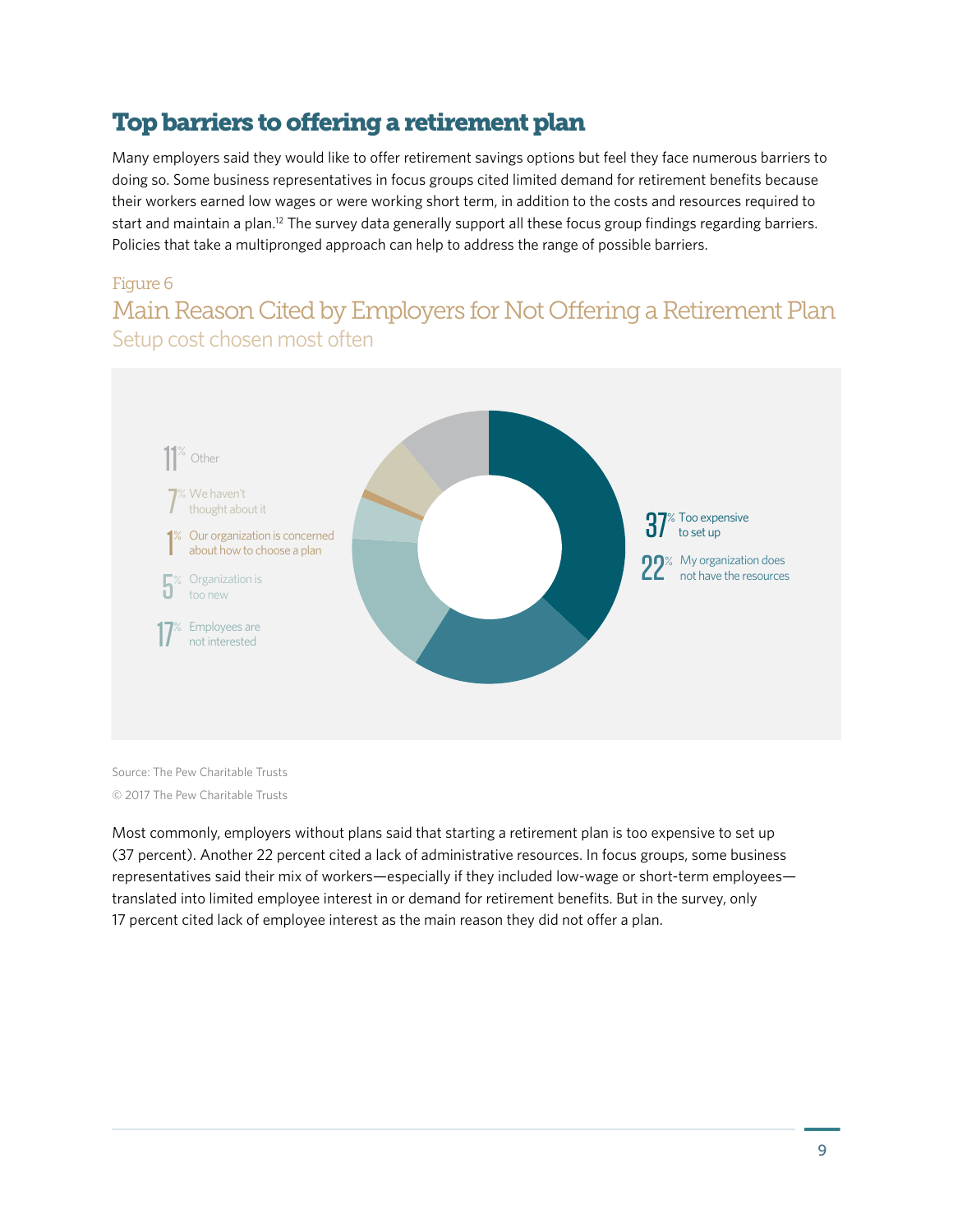## Top barriers to offering a retirement plan

Many employers said they would like to offer retirement savings options but feel they face numerous barriers to doing so. Some business representatives in focus groups cited limited demand for retirement benefits because their workers earned low wages or were working short term, in addition to the costs and resources required to start and maintain a plan.[12] The survey data generally support all these focus group findings regarding barriers. Policies that take a multipronged approach can help to address the range of possible barriers.

Figure 6

### Main Reason Cited by Employers for Not Offering a Retirement Plan

Setup cost chosen most often

| Reason | Percent |
| --- | --- |
| Too expensive to set up | 37% |
| My organization does not have the resources | 22% |
| Employees are not interested | 17% |
| Organization is too new | 5% |
| Our organization is concerned about how to choose a plan | 1% |
| We haven't thought about it | 7% |
| Other | 11% |

Source: The Pew Charitable Trusts

© 2017 The Pew Charitable Trusts

Most commonly, employers without plans said that starting a retirement plan is too expensive to set up (37 percent). Another 22 percent cited a lack of administrative resources. In focus groups, some business representatives said their mix of workers—especially if they included low-wage or short-term employees—translated into limited employee interest in or demand for retirement benefits. But in the survey, only 17 percent cited lack of employee interest as the main reason they did not offer a plan.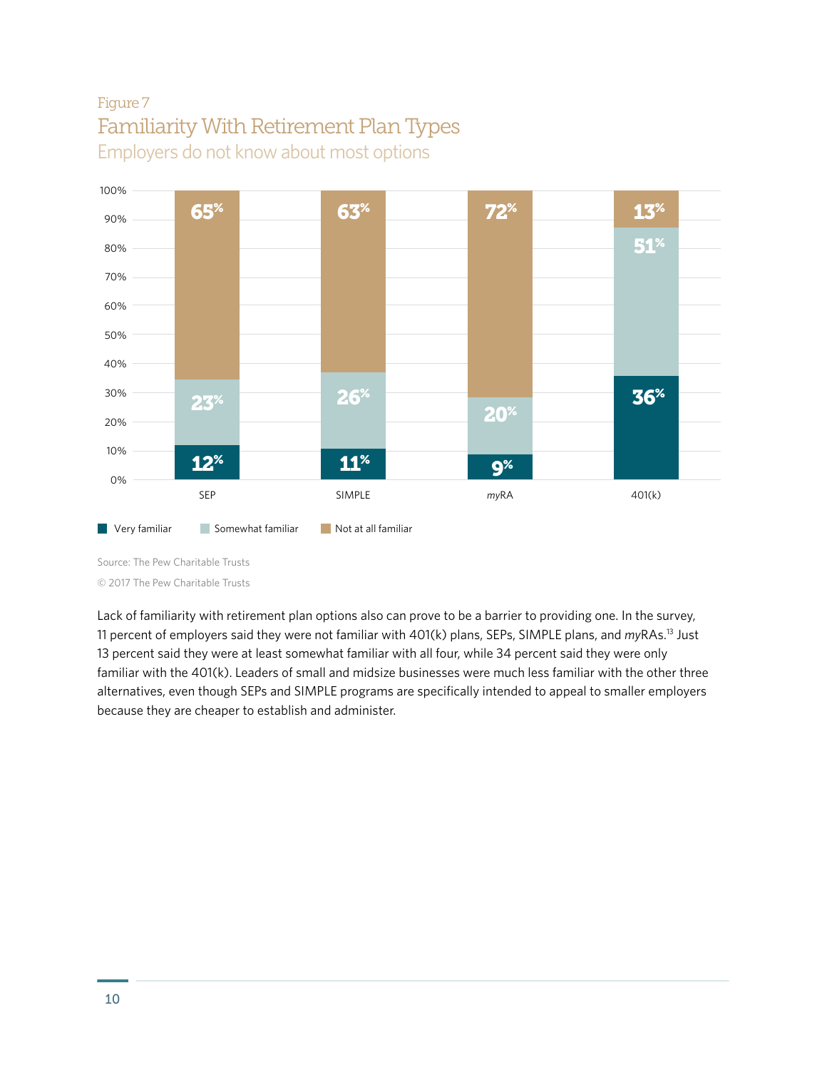Figure 7

## Familiarity With Retirement Plan Types

Employers do not know about most options

| | SEP | SIMPLE | *my*RA | 401(k) |
|---|---|---|---|---|
| Very familiar | 12% | 11% | 9% | 36% |
| Somewhat familiar | 23% | 26% | 20% | 51% |
| Not at all familiar | 65% | 63% | 72% | 13% |

Source: The Pew Charitable Trusts

© 2017 The Pew Charitable Trusts

Lack of familiarity with retirement plan options also can prove to be a barrier to providing one. In the survey, 11 percent of employers said they were not familiar with 401(k) plans, SEPs, SIMPLE plans, and *my*RAs.[13] Just 13 percent said they were at least somewhat familiar with all four, while 34 percent said they were only familiar with the 401(k). Leaders of small and midsize businesses were much less familiar with the other three alternatives, even though SEPs and SIMPLE programs are specifically intended to appeal to smaller employers because they are cheaper to establish and administer.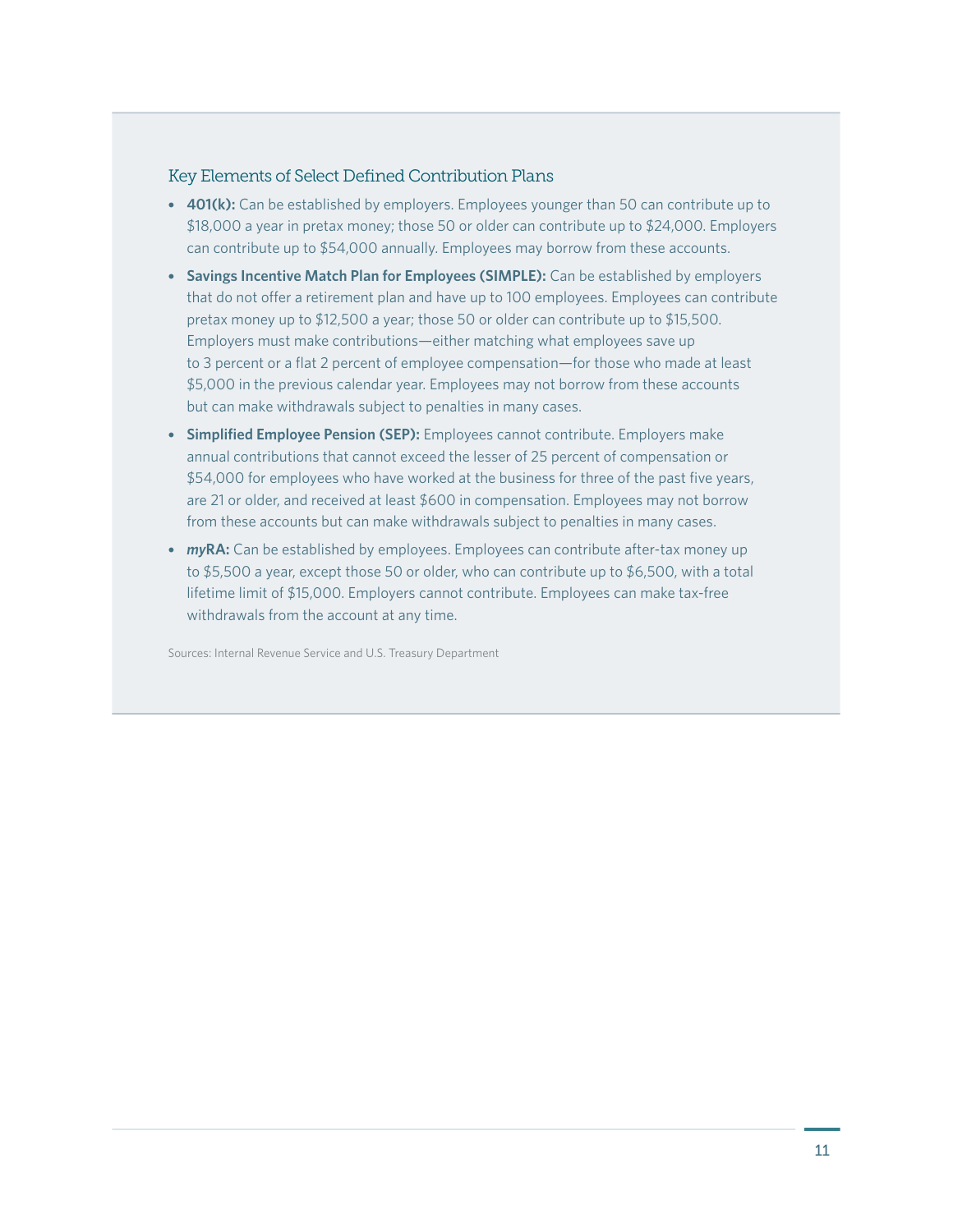### Key Elements of Select Defined Contribution Plans

- **401(k):** Can be established by employers. Employees younger than 50 can contribute up to $18,000 a year in pretax money; those 50 or older can contribute up to $24,000. Employers can contribute up to $54,000 annually. Employees may borrow from these accounts.
- **Savings Incentive Match Plan for Employees (SIMPLE):** Can be established by employers that do not offer a retirement plan and have up to 100 employees. Employees can contribute pretax money up to $12,500 a year; those 50 or older can contribute up to $15,500. Employers must make contributions—either matching what employees save up to 3 percent or a flat 2 percent of employee compensation—for those who made at least $5,000 in the previous calendar year. Employees may not borrow from these accounts but can make withdrawals subject to penalties in many cases.
- **Simplified Employee Pension (SEP):** Employees cannot contribute. Employers make annual contributions that cannot exceed the lesser of 25 percent of compensation or $54,000 for employees who have worked at the business for three of the past five years, are 21 or older, and received at least $600 in compensation. Employees may not borrow from these accounts but can make withdrawals subject to penalties in many cases.
- ***my*RA:** Can be established by employees. Employees can contribute after-tax money up to $5,500 a year, except those 50 or older, who can contribute up to $6,500, with a total lifetime limit of $15,000. Employers cannot contribute. Employees can make tax-free withdrawals from the account at any time.

Sources: Internal Revenue Service and U.S. Treasury Department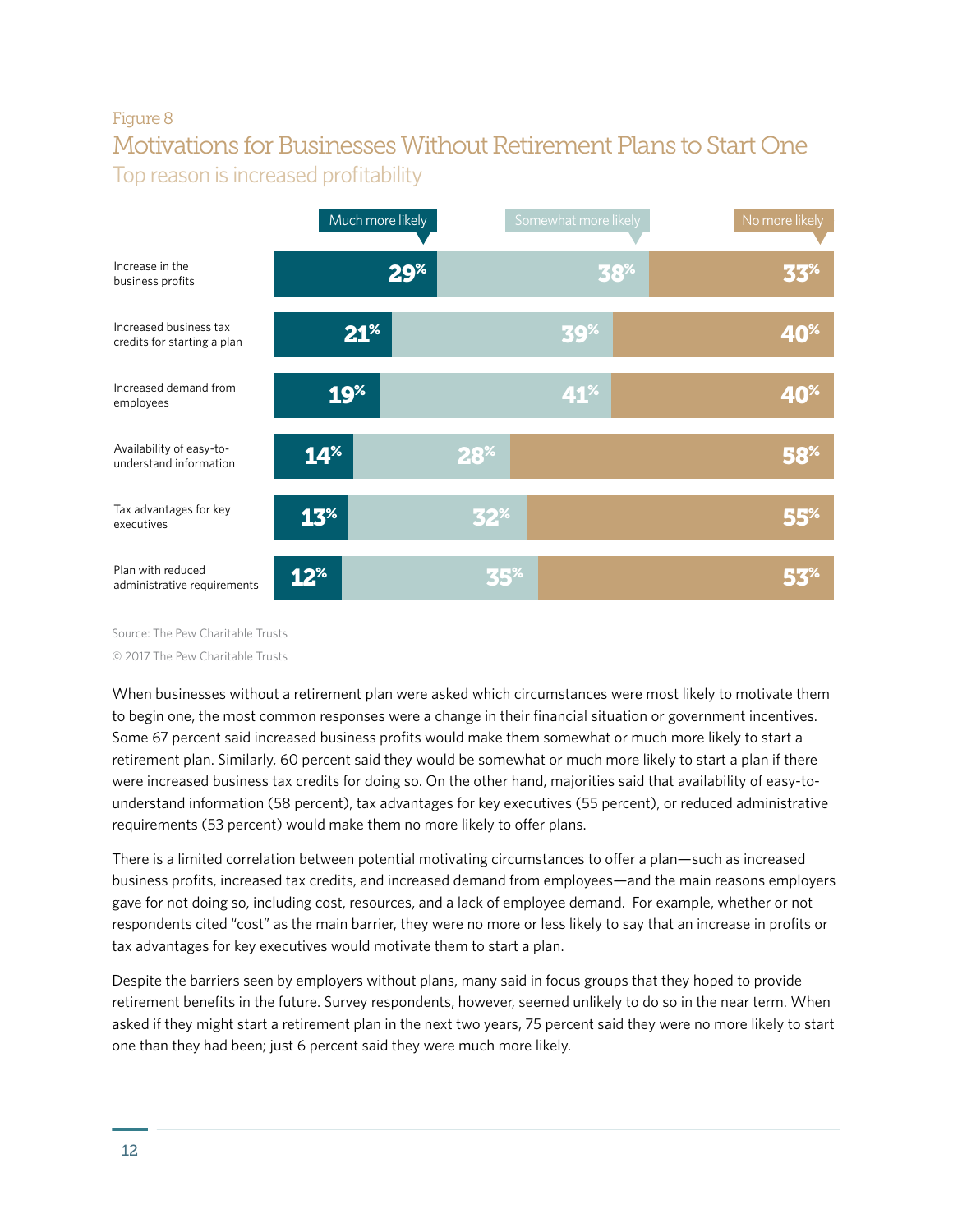Figure 8

## Motivations for Businesses Without Retirement Plans to Start One

### Top reason is increased profitability

| | Much more likely | Somewhat more likely | No more likely |
|---|---|---|---|
| Increase in the business profits | 29% | 38% | 33% |
| Increased business tax credits for starting a plan | 21% | 39% | 40% |
| Increased demand from employees | 19% | 41% | 40% |
| Availability of easy-to-understand information | 14% | 28% | 58% |
| Tax advantages for key executives | 13% | 32% | 55% |
| Plan with reduced administrative requirements | 12% | 35% | 53% |

Source: The Pew Charitable Trusts

© 2017 The Pew Charitable Trusts

When businesses without a retirement plan were asked which circumstances were most likely to motivate them to begin one, the most common responses were a change in their financial situation or government incentives. Some 67 percent said increased business profits would make them somewhat or much more likely to start a retirement plan. Similarly, 60 percent said they would be somewhat or much more likely to start a plan if there were increased business tax credits for doing so. On the other hand, majorities said that availability of easy-to-understand information (58 percent), tax advantages for key executives (55 percent), or reduced administrative requirements (53 percent) would make them no more likely to offer plans.

There is a limited correlation between potential motivating circumstances to offer a plan—such as increased business profits, increased tax credits, and increased demand from employees—and the main reasons employers gave for not doing so, including cost, resources, and a lack of employee demand. For example, whether or not respondents cited "cost" as the main barrier, they were no more or less likely to say that an increase in profits or tax advantages for key executives would motivate them to start a plan.

Despite the barriers seen by employers without plans, many said in focus groups that they hoped to provide retirement benefits in the future. Survey respondents, however, seemed unlikely to do so in the near term. When asked if they might start a retirement plan in the next two years, 75 percent said they were no more likely to start one than they had been; just 6 percent said they were much more likely.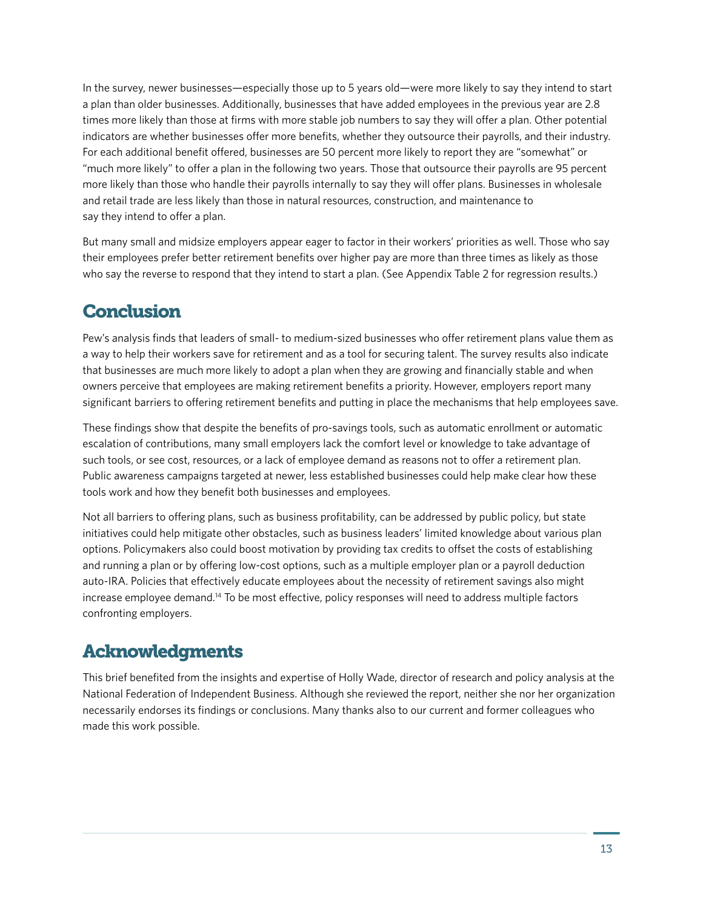In the survey, newer businesses—especially those up to 5 years old—were more likely to say they intend to start a plan than older businesses. Additionally, businesses that have added employees in the previous year are 2.8 times more likely than those at firms with more stable job numbers to say they will offer a plan. Other potential indicators are whether businesses offer more benefits, whether they outsource their payrolls, and their industry. For each additional benefit offered, businesses are 50 percent more likely to report they are "somewhat" or "much more likely" to offer a plan in the following two years. Those that outsource their payrolls are 95 percent more likely than those who handle their payrolls internally to say they will offer plans. Businesses in wholesale and retail trade are less likely than those in natural resources, construction, and maintenance to say they intend to offer a plan.

But many small and midsize employers appear eager to factor in their workers' priorities as well. Those who say their employees prefer better retirement benefits over higher pay are more than three times as likely as those who say the reverse to respond that they intend to start a plan. (See Appendix Table 2 for regression results.)

## Conclusion

Pew's analysis finds that leaders of small- to medium-sized businesses who offer retirement plans value them as a way to help their workers save for retirement and as a tool for securing talent. The survey results also indicate that businesses are much more likely to adopt a plan when they are growing and financially stable and when owners perceive that employees are making retirement benefits a priority. However, employers report many significant barriers to offering retirement benefits and putting in place the mechanisms that help employees save.

These findings show that despite the benefits of pro-savings tools, such as automatic enrollment or automatic escalation of contributions, many small employers lack the comfort level or knowledge to take advantage of such tools, or see cost, resources, or a lack of employee demand as reasons not to offer a retirement plan. Public awareness campaigns targeted at newer, less established businesses could help make clear how these tools work and how they benefit both businesses and employees.

Not all barriers to offering plans, such as business profitability, can be addressed by public policy, but state initiatives could help mitigate other obstacles, such as business leaders' limited knowledge about various plan options. Policymakers also could boost motivation by providing tax credits to offset the costs of establishing and running a plan or by offering low-cost options, such as a multiple employer plan or a payroll deduction auto-IRA. Policies that effectively educate employees about the necessity of retirement savings also might increase employee demand.[14] To be most effective, policy responses will need to address multiple factors confronting employers.

## Acknowledgments

This brief benefited from the insights and expertise of Holly Wade, director of research and policy analysis at the National Federation of Independent Business. Although she reviewed the report, neither she nor her organization necessarily endorses its findings or conclusions. Many thanks also to our current and former colleagues who made this work possible.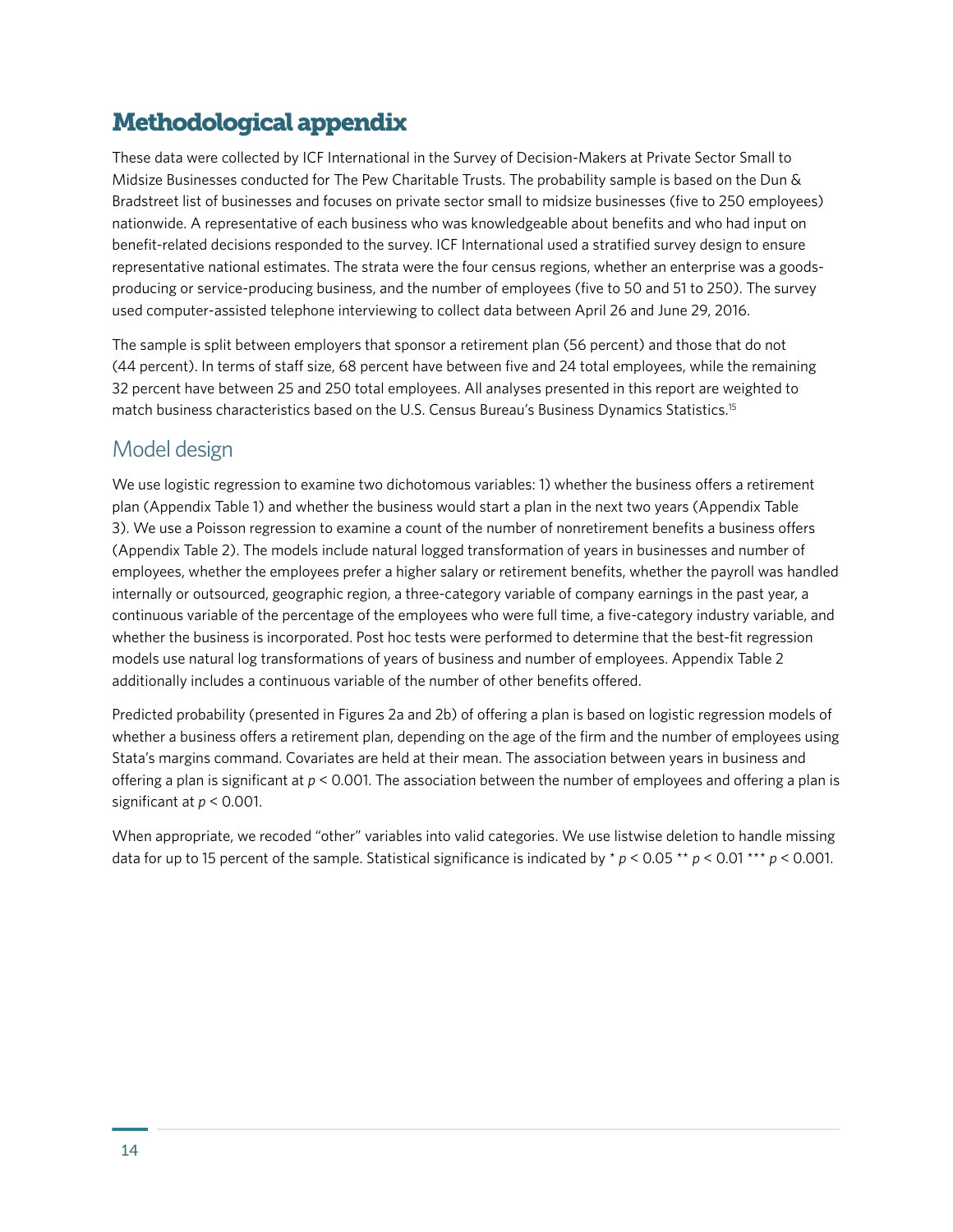# Methodological appendix

These data were collected by ICF International in the Survey of Decision-Makers at Private Sector Small to Midsize Businesses conducted for The Pew Charitable Trusts. The probability sample is based on the Dun & Bradstreet list of businesses and focuses on private sector small to midsize businesses (five to 250 employees) nationwide. A representative of each business who was knowledgeable about benefits and who had input on benefit-related decisions responded to the survey. ICF International used a stratified survey design to ensure representative national estimates. The strata were the four census regions, whether an enterprise was a goods-producing or service-producing business, and the number of employees (five to 50 and 51 to 250). The survey used computer-assisted telephone interviewing to collect data between April 26 and June 29, 2016.

The sample is split between employers that sponsor a retirement plan (56 percent) and those that do not (44 percent). In terms of staff size, 68 percent have between five and 24 total employees, while the remaining 32 percent have between 25 and 250 total employees. All analyses presented in this report are weighted to match business characteristics based on the U.S. Census Bureau's Business Dynamics Statistics.[15]

## Model design

We use logistic regression to examine two dichotomous variables: 1) whether the business offers a retirement plan (Appendix Table 1) and whether the business would start a plan in the next two years (Appendix Table 3). We use a Poisson regression to examine a count of the number of nonretirement benefits a business offers (Appendix Table 2). The models include natural logged transformation of years in businesses and number of employees, whether the employees prefer a higher salary or retirement benefits, whether the payroll was handled internally or outsourced, geographic region, a three-category variable of company earnings in the past year, a continuous variable of the percentage of the employees who were full time, a five-category industry variable, and whether the business is incorporated. Post hoc tests were performed to determine that the best-fit regression models use natural log transformations of years of business and number of employees. Appendix Table 2 additionally includes a continuous variable of the number of other benefits offered.

Predicted probability (presented in Figures 2a and 2b) of offering a plan is based on logistic regression models of whether a business offers a retirement plan, depending on the age of the firm and the number of employees using Stata's margins command. Covariates are held at their mean. The association between years in business and offering a plan is significant at $p < 0.001$. The association between the number of employees and offering a plan is significant at $p < 0.001$.

When appropriate, we recoded "other" variables into valid categories. We use listwise deletion to handle missing data for up to 15 percent of the sample. Statistical significance is indicated by * $p < 0.05$ ** $p < 0.01$ *** $p < 0.001$.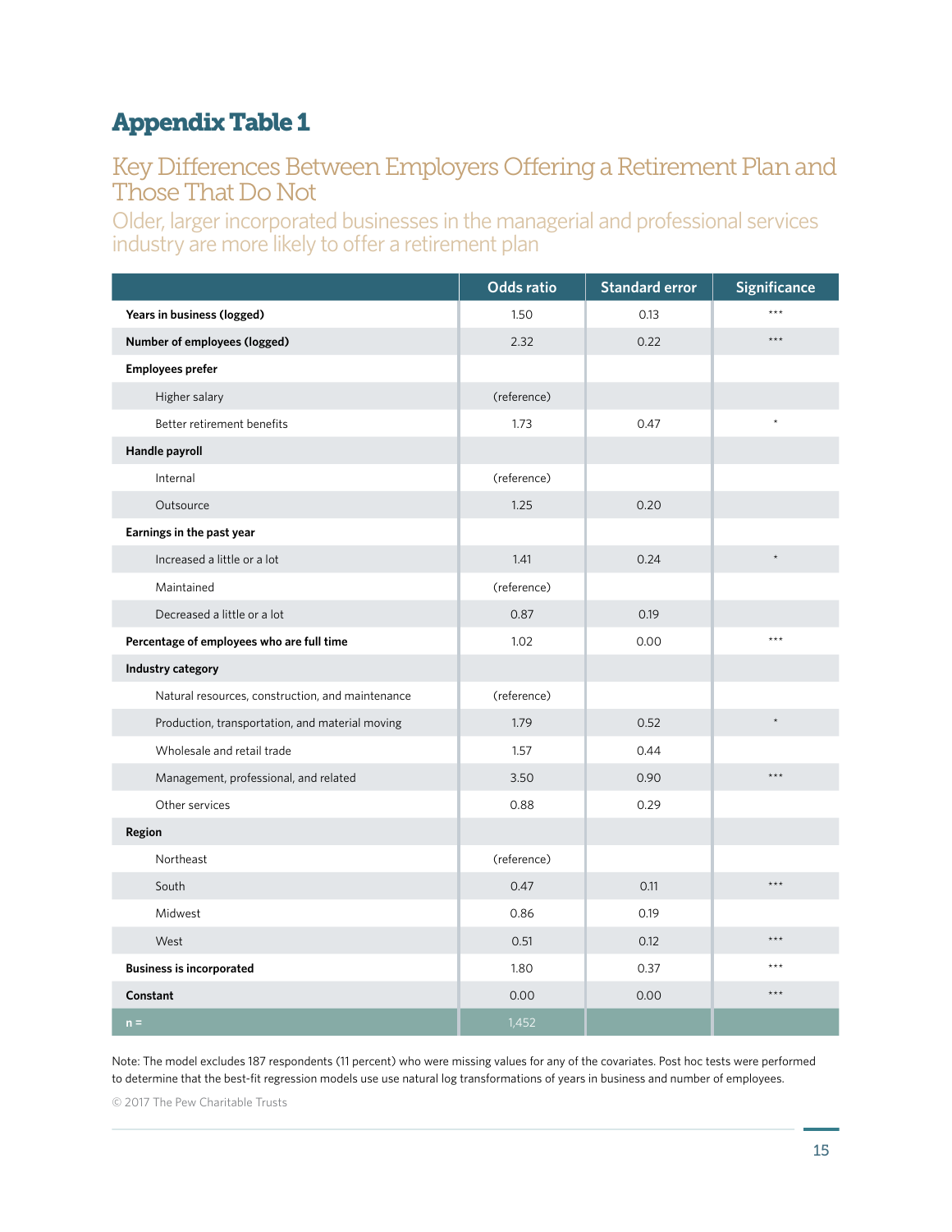# Appendix Table 1

## Key Differences Between Employers Offering a Retirement Plan and Those That Do Not

### Older, larger incorporated businesses in the managerial and professional services industry are more likely to offer a retirement plan

| | Odds ratio | Standard error | Significance |
|---|---|---|---|
| **Years in business (logged)** | 1.50 | 0.13 | *** |
| **Number of employees (logged)** | 2.32 | 0.22 | *** |
| **Employees prefer** | | | |
| Higher salary | (reference) | | |
| Better retirement benefits | 1.73 | 0.47 | * |
| **Handle payroll** | | | |
| Internal | (reference) | | |
| Outsource | 1.25 | 0.20 | |
| **Earnings in the past year** | | | |
| Increased a little or a lot | 1.41 | 0.24 | * |
| Maintained | (reference) | | |
| Decreased a little or a lot | 0.87 | 0.19 | |
| **Percentage of employees who are full time** | 1.02 | 0.00 | *** |
| **Industry category** | | | |
| Natural resources, construction, and maintenance | (reference) | | |
| Production, transportation, and material moving | 1.79 | 0.52 | * |
| Wholesale and retail trade | 1.57 | 0.44 | |
| Management, professional, and related | 3.50 | 0.90 | *** |
| Other services | 0.88 | 0.29 | |
| **Region** | | | |
| Northeast | (reference) | | |
| South | 0.47 | 0.11 | *** |
| Midwest | 0.86 | 0.19 | |
| West | 0.51 | 0.12 | *** |
| **Business is incorporated** | 1.80 | 0.37 | *** |
| **Constant** | 0.00 | 0.00 | *** |
| **n =** | 1,452 | | |

Note: The model excludes 187 respondents (11 percent) who were missing values for any of the covariates. Post hoc tests were performed to determine that the best-fit regression models use use natural log transformations of years in business and number of employees.

© 2017 The Pew Charitable Trusts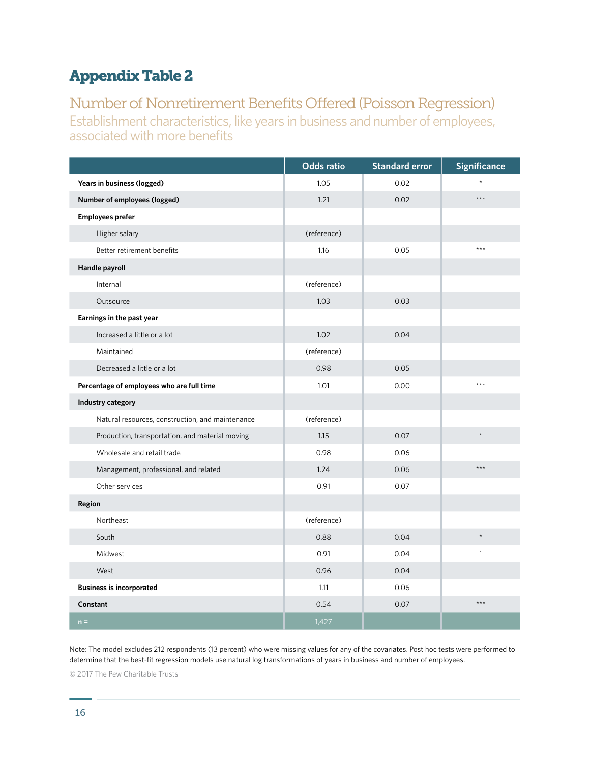# Appendix Table 2

## Number of Nonretirement Benefits Offered (Poisson Regression)

### Establishment characteristics, like years in business and number of employees, associated with more benefits

| | Odds ratio | Standard error | Significance |
|---|---|---|---|
| **Years in business (logged)** | 1.05 | 0.02 | * |
| **Number of employees (logged)** | 1.21 | 0.02 | *** |
| **Employees prefer** | | | |
| Higher salary | (reference) | | |
| Better retirement benefits | 1.16 | 0.05 | *** |
| **Handle payroll** | | | |
| Internal | (reference) | | |
| Outsource | 1.03 | 0.03 | |
| **Earnings in the past year** | | | |
| Increased a little or a lot | 1.02 | 0.04 | |
| Maintained | (reference) | | |
| Decreased a little or a lot | 0.98 | 0.05 | |
| **Percentage of employees who are full time** | 1.01 | 0.00 | *** |
| **Industry category** | | | |
| Natural resources, construction, and maintenance | (reference) | | |
| Production, transportation, and material moving | 1.15 | 0.07 | * |
| Wholesale and retail trade | 0.98 | 0.06 | |
| Management, professional, and related | 1.24 | 0.06 | *** |
| Other services | 0.91 | 0.07 | |
| **Region** | | | |
| Northeast | (reference) | | |
| South | 0.88 | 0.04 | * |
| Midwest | 0.91 | 0.04 | . |
| West | 0.96 | 0.04 | |
| **Business is incorporated** | 1.11 | 0.06 | |
| **Constant** | 0.54 | 0.07 | *** |
| n = | 1,427 | | |

Note: The model excludes 212 respondents (13 percent) who were missing values for any of the covariates. Post hoc tests were performed to determine that the best-fit regression models use natural log transformations of years in business and number of employees.

© 2017 The Pew Charitable Trusts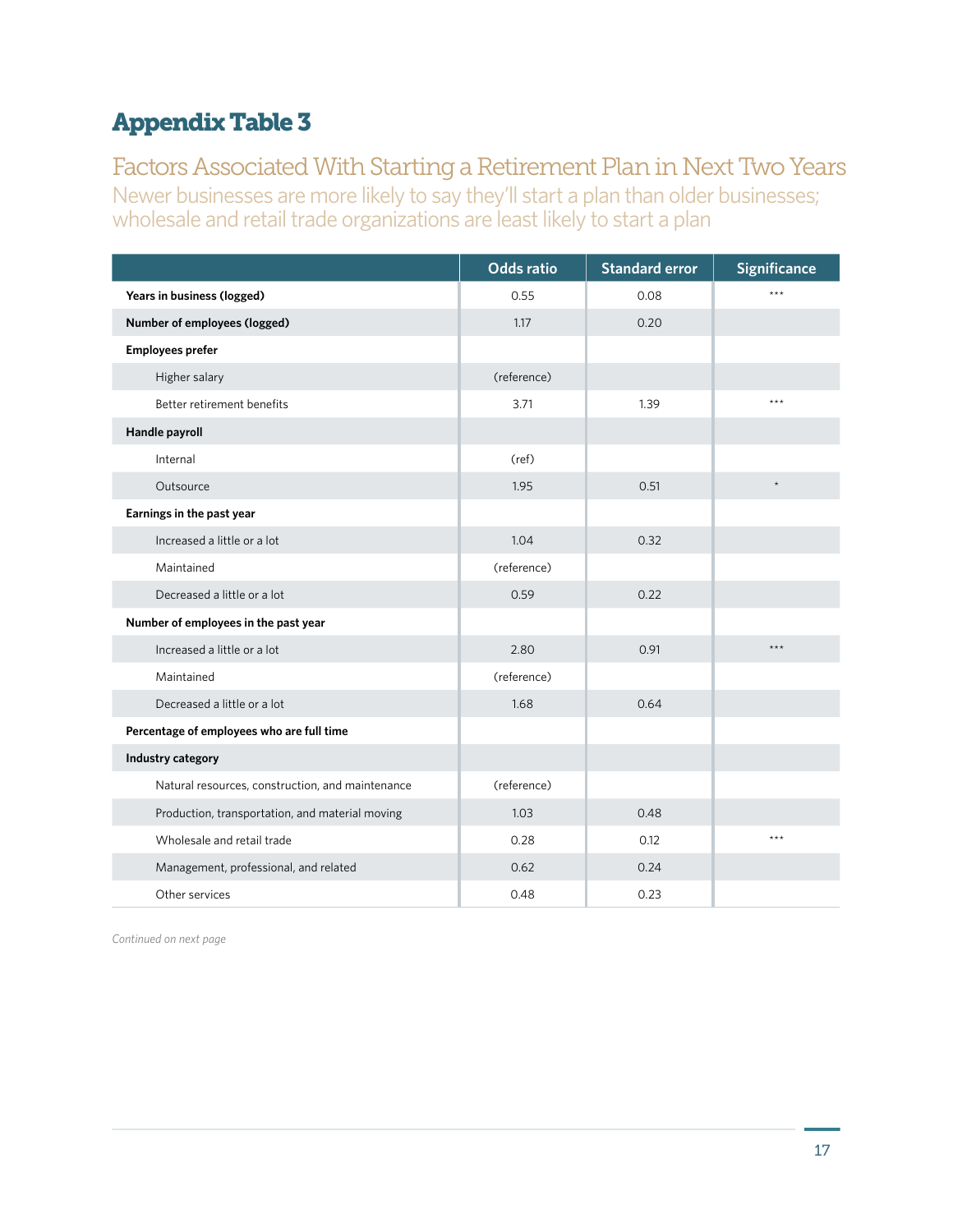# Appendix Table 3

## Factors Associated With Starting a Retirement Plan in Next Two Years

Newer businesses are more likely to say they'll start a plan than older businesses; wholesale and retail trade organizations are least likely to start a plan

| | Odds ratio | Standard error | Significance |
|---|---|---|---|
| **Years in business (logged)** | 0.55 | 0.08 | *** |
| **Number of employees (logged)** | 1.17 | 0.20 | |
| **Employees prefer** | | | |
| Higher salary | (reference) | | |
| Better retirement benefits | 3.71 | 1.39 | *** |
| **Handle payroll** | | | |
| Internal | (ref) | | |
| Outsource | 1.95 | 0.51 | * |
| **Earnings in the past year** | | | |
| Increased a little or a lot | 1.04 | 0.32 | |
| Maintained | (reference) | | |
| Decreased a little or a lot | 0.59 | 0.22 | |
| **Number of employees in the past year** | | | |
| Increased a little or a lot | 2.80 | 0.91 | *** |
| Maintained | (reference) | | |
| Decreased a little or a lot | 1.68 | 0.64 | |
| **Percentage of employees who are full time** | | | |
| **Industry category** | | | |
| Natural resources, construction, and maintenance | (reference) | | |
| Production, transportation, and material moving | 1.03 | 0.48 | |
| Wholesale and retail trade | 0.28 | 0.12 | *** |
| Management, professional, and related | 0.62 | 0.24 | |
| Other services | 0.48 | 0.23 | |

*Continued on next page*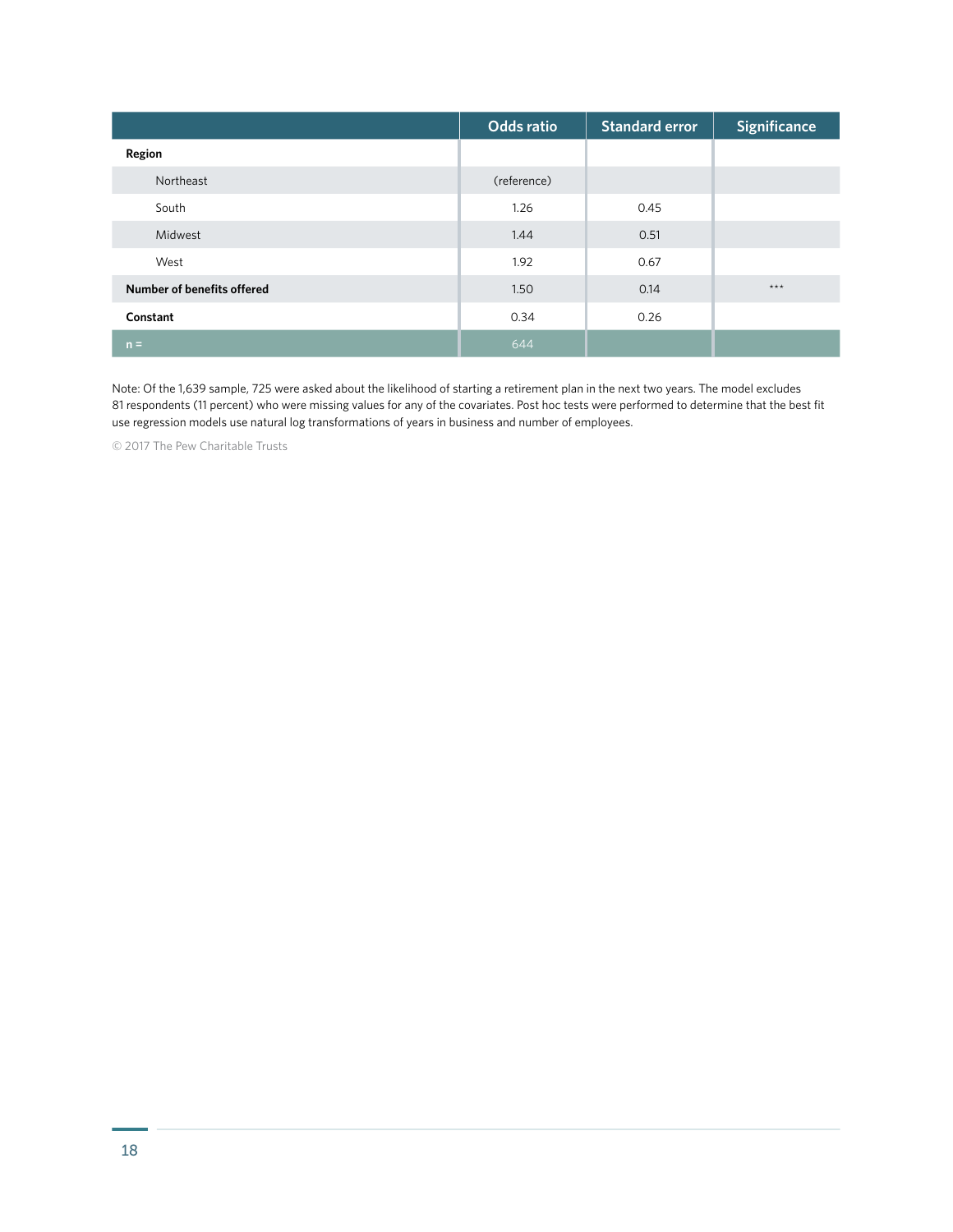| | Odds ratio | Standard error | Significance |
|---|---|---|---|
| **Region** | | | |
| Northeast | (reference) | | |
| South | 1.26 | 0.45 | |
| Midwest | 1.44 | 0.51 | |
| West | 1.92 | 0.67 | |
| **Number of benefits offered** | 1.50 | 0.14 | *** |
| **Constant** | 0.34 | 0.26 | |
| n = | 644 | | |

Note: Of the 1,639 sample, 725 were asked about the likelihood of starting a retirement plan in the next two years. The model excludes 81 respondents (11 percent) who were missing values for any of the covariates. Post hoc tests were performed to determine that the best fit use regression models use natural log transformations of years in business and number of employees.

© 2017 The Pew Charitable Trusts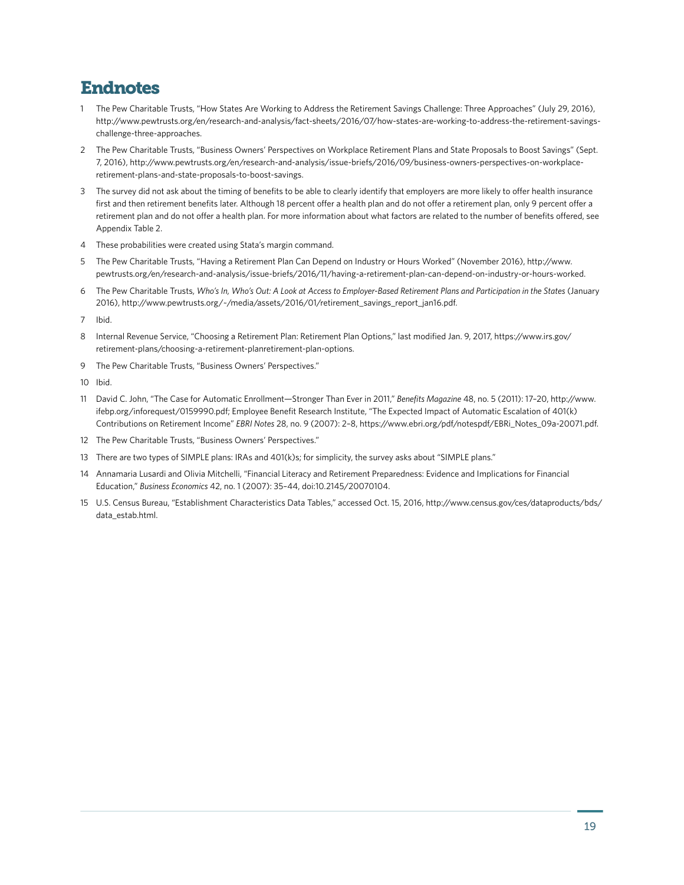# Endnotes

1. The Pew Charitable Trusts, "How States Are Working to Address the Retirement Savings Challenge: Three Approaches" (July 29, 2016), http://www.pewtrusts.org/en/research-and-analysis/fact-sheets/2016/07/how-states-are-working-to-address-the-retirement-savings-challenge-three-approaches.
2. The Pew Charitable Trusts, "Business Owners' Perspectives on Workplace Retirement Plans and State Proposals to Boost Savings" (Sept. 7, 2016), http://www.pewtrusts.org/en/research-and-analysis/issue-briefs/2016/09/business-owners-perspectives-on-workplace-retirement-plans-and-state-proposals-to-boost-savings.
3. The survey did not ask about the timing of benefits to be able to clearly identify that employers are more likely to offer health insurance first and then retirement benefits later. Although 18 percent offer a health plan and do not offer a retirement plan, only 9 percent offer a retirement plan and do not offer a health plan. For more information about what factors are related to the number of benefits offered, see Appendix Table 2.
4. These probabilities were created using Stata's margin command.
5. The Pew Charitable Trusts, "Having a Retirement Plan Can Depend on Industry or Hours Worked" (November 2016), http://www.pewtrusts.org/en/research-and-analysis/issue-briefs/2016/11/having-a-retirement-plan-can-depend-on-industry-or-hours-worked.
6. The Pew Charitable Trusts, *Who's In, Who's Out: A Look at Access to Employer-Based Retirement Plans and Participation in the States* (January 2016), http://www.pewtrusts.org/~/media/assets/2016/01/retirement_savings_report_jan16.pdf.
7. Ibid.
8. Internal Revenue Service, "Choosing a Retirement Plan: Retirement Plan Options," last modified Jan. 9, 2017, https://www.irs.gov/retirement-plans/choosing-a-retirement-planretirement-plan-options.
9. The Pew Charitable Trusts, "Business Owners' Perspectives."
10. Ibid.
11. David C. John, "The Case for Automatic Enrollment—Stronger Than Ever in 2011," *Benefits Magazine* 48, no. 5 (2011): 17–20, http://www.ifebp.org/inforequest/0159990.pdf; Employee Benefit Research Institute, "The Expected Impact of Automatic Escalation of 401(k) Contributions on Retirement Income" *EBRI Notes* 28, no. 9 (2007): 2–8, https://www.ebri.org/pdf/notespdf/EBRI_Notes_09a-20071.pdf.
12. The Pew Charitable Trusts, "Business Owners' Perspectives."
13. There are two types of SIMPLE plans: IRAs and 401(k)s; for simplicity, the survey asks about "SIMPLE plans."
14. Annamaria Lusardi and Olivia Mitchelli, "Financial Literacy and Retirement Preparedness: Evidence and Implications for Financial Education," *Business Economics* 42, no. 1 (2007): 35–44, doi:10.2145/20070104.
15. U.S. Census Bureau, "Establishment Characteristics Data Tables," accessed Oct. 15, 2016, http://www.census.gov/ces/dataproducts/bds/data_estab.html.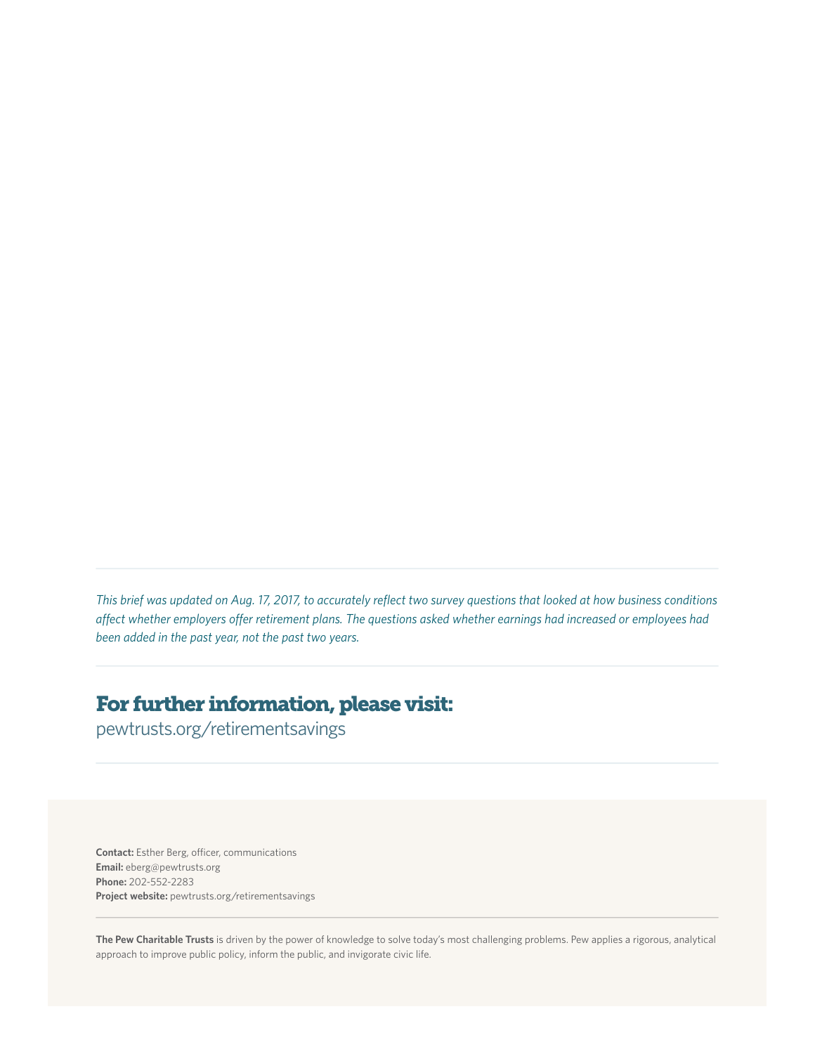*This brief was updated on Aug. 17, 2017, to accurately reflect two survey questions that looked at how business conditions affect whether employers offer retirement plans. The questions asked whether earnings had increased or employees had been added in the past year, not the past two years.*

## For further information, please visit:

pewtrusts.org/retirementsavings

**Contact:** Esther Berg, officer, communications
**Email:** eberg@pewtrusts.org
**Phone:** 202-552-2283
**Project website:** pewtrusts.org/retirementsavings

**The Pew Charitable Trusts** is driven by the power of knowledge to solve today's most challenging problems. Pew applies a rigorous, analytical approach to improve public policy, inform the public, and invigorate civic life.